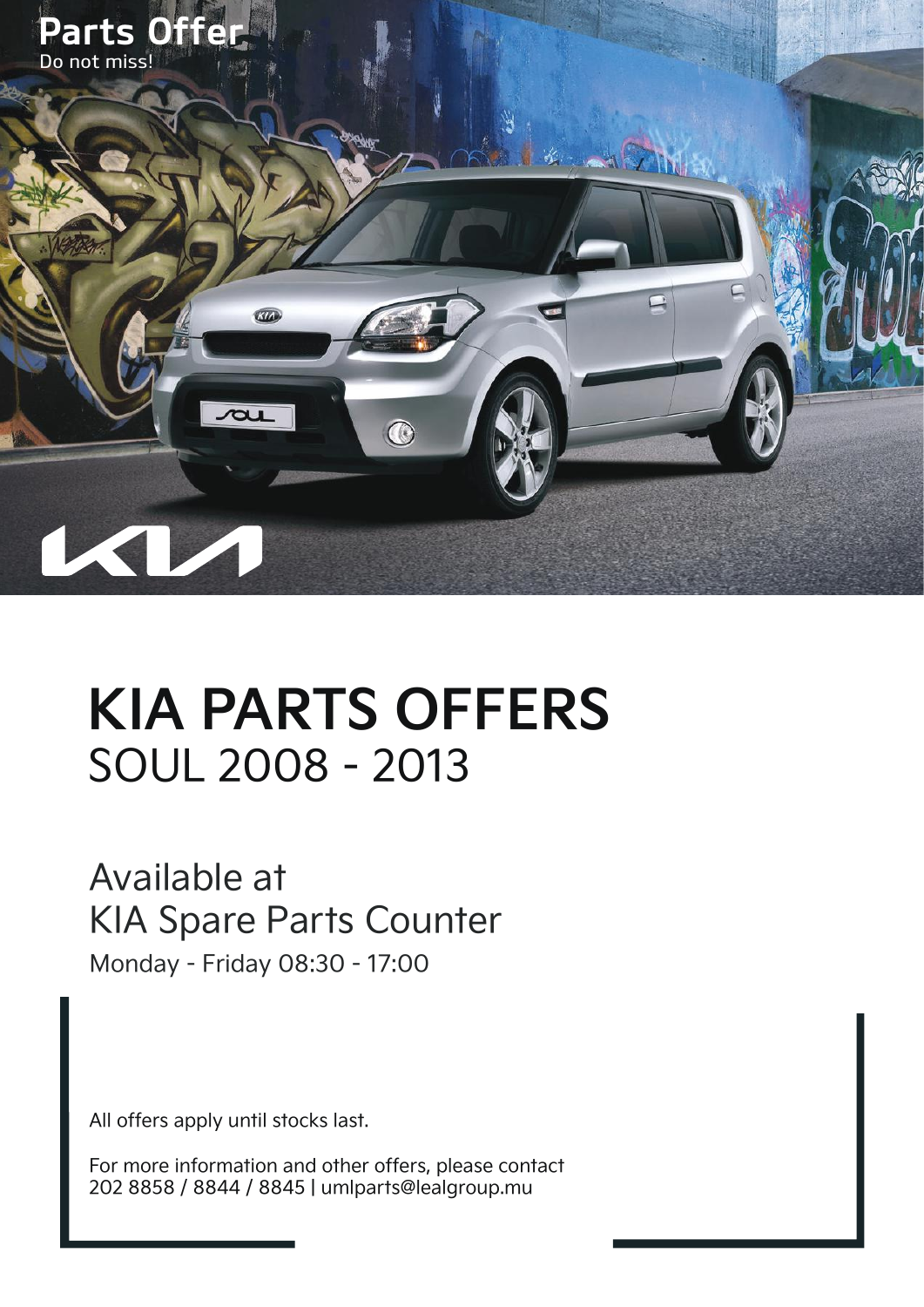**Parts Offer**
Do not miss!

# KIA PARTS OFFERS
## SOUL 2008 - 2013

Available at
KIA Spare Parts Counter

Monday - Friday 08:30 - 17:00

All offers apply until stocks last.

For more information and other offers, please contact
202 8858 / 8844 / 8845 | umlparts@lealgroup.mu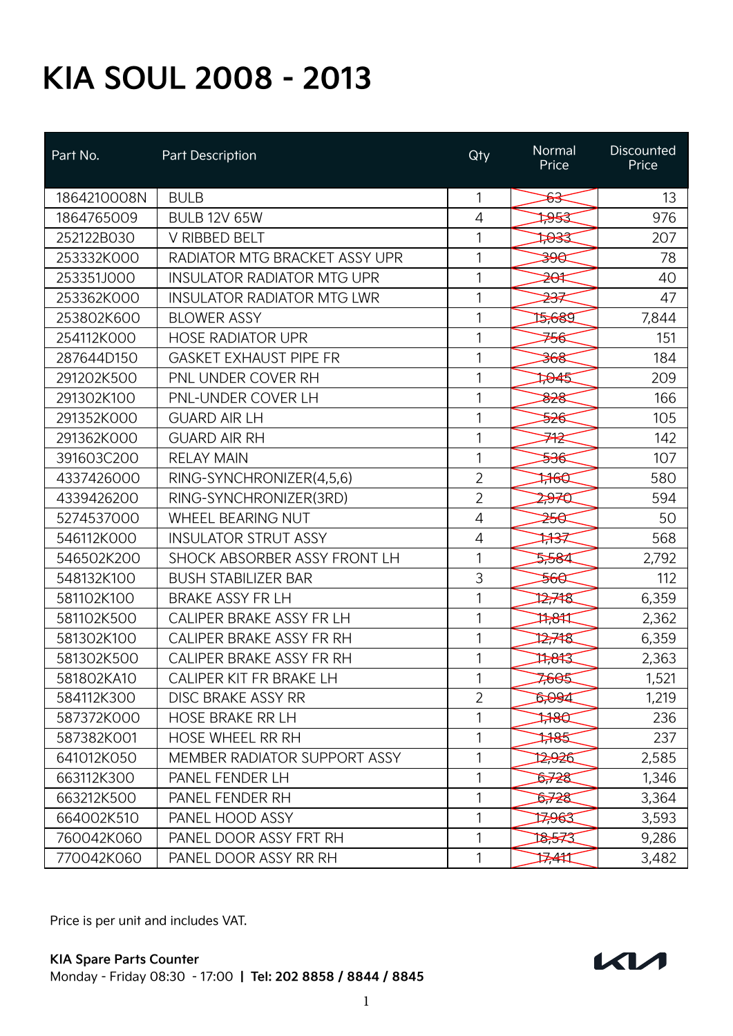# KIA SOUL 2008 - 2013

| Part No. | Part Description | Qty | Normal Price | Discounted Price |
|---|---|---|---|---|
| 1864210008N | BULB | 1 | ~~63~~ | 13 |
| 1864765009 | BULB 12V 65W | 4 | ~~1,953~~ | 976 |
| 252122B030 | V RIBBED BELT | 1 | ~~1,033~~ | 207 |
| 253332K000 | RADIATOR MTG BRACKET ASSY UPR | 1 | ~~390~~ | 78 |
| 253351J000 | INSULATOR RADIATOR MTG UPR | 1 | ~~201~~ | 40 |
| 253362K000 | INSULATOR RADIATOR MTG LWR | 1 | ~~237~~ | 47 |
| 253802K600 | BLOWER ASSY | 1 | ~~15,689~~ | 7,844 |
| 254112K000 | HOSE RADIATOR UPR | 1 | ~~756~~ | 151 |
| 287644D150 | GASKET EXHAUST PIPE FR | 1 | ~~368~~ | 184 |
| 291202K500 | PNL UNDER COVER RH | 1 | ~~1,045~~ | 209 |
| 291302K100 | PNL-UNDER COVER LH | 1 | ~~828~~ | 166 |
| 291352K000 | GUARD AIR LH | 1 | ~~526~~ | 105 |
| 291362K000 | GUARD AIR RH | 1 | ~~712~~ | 142 |
| 391603C200 | RELAY MAIN | 1 | ~~536~~ | 107 |
| 4337426000 | RING-SYNCHRONIZER(4,5,6) | 2 | ~~1,160~~ | 580 |
| 4339426200 | RING-SYNCHRONIZER(3RD) | 2 | ~~2,970~~ | 594 |
| 5274537000 | WHEEL BEARING NUT | 4 | ~~250~~ | 50 |
| 546112K000 | INSULATOR STRUT ASSY | 4 | ~~1,137~~ | 568 |
| 546502K200 | SHOCK ABSORBER ASSY FRONT LH | 1 | ~~5,584~~ | 2,792 |
| 548132K100 | BUSH STABILIZER BAR | 3 | ~~560~~ | 112 |
| 581102K100 | BRAKE ASSY FR LH | 1 | ~~12,718~~ | 6,359 |
| 581102K500 | CALIPER BRAKE ASSY FR LH | 1 | ~~11,811~~ | 2,362 |
| 581302K100 | CALIPER BRAKE ASSY FR RH | 1 | ~~12,718~~ | 6,359 |
| 581302K500 | CALIPER BRAKE ASSY FR RH | 1 | ~~11,813~~ | 2,363 |
| 581802KA10 | CALIPER KIT FR BRAKE LH | 1 | ~~7,605~~ | 1,521 |
| 584112K300 | DISC BRAKE ASSY RR | 2 | ~~6,094~~ | 1,219 |
| 587372K000 | HOSE BRAKE RR LH | 1 | ~~1,180~~ | 236 |
| 587382K001 | HOSE WHEEL RR RH | 1 | ~~1,185~~ | 237 |
| 641012K050 | MEMBER RADIATOR SUPPORT ASSY | 1 | ~~12,926~~ | 2,585 |
| 663112K300 | PANEL FENDER LH | 1 | ~~6,728~~ | 1,346 |
| 663212K500 | PANEL FENDER RH | 1 | ~~6,728~~ | 3,364 |
| 664002K510 | PANEL HOOD ASSY | 1 | ~~17,963~~ | 3,593 |
| 760042K060 | PANEL DOOR ASSY FRT RH | 1 | ~~18,573~~ | 9,286 |
| 770042K060 | PANEL DOOR ASSY RR RH | 1 | ~~17,411~~ | 3,482 |

Price is per unit and includes VAT.

**KIA Spare Parts Counter**
Monday - Friday 08:30 - 17:00 | **Tel: 202 8858 / 8844 / 8845**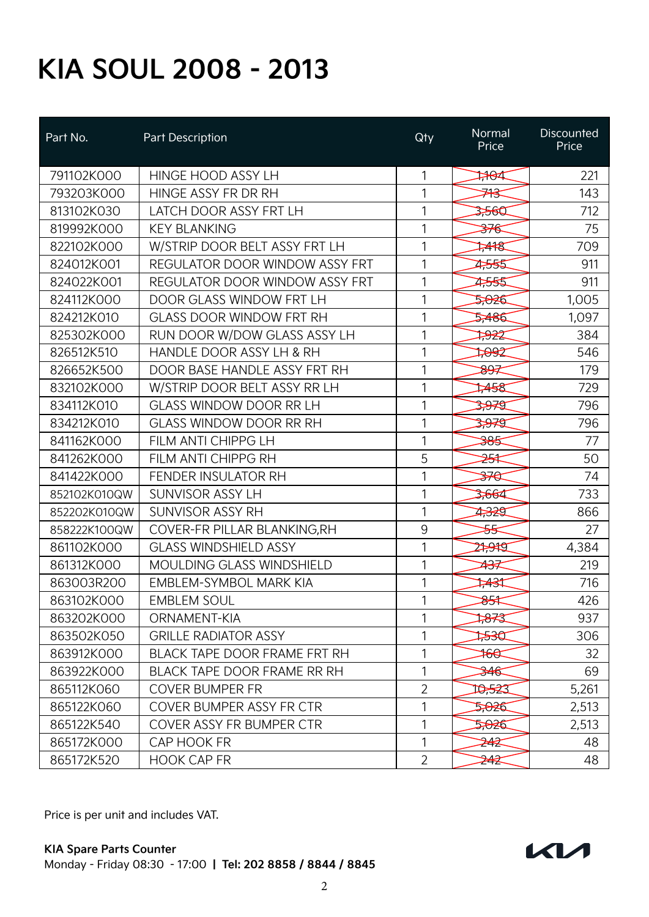# KIA SOUL 2008 - 2013

| Part No. | Part Description | Qty | Normal Price | Discounted Price |
|---|---|---|---|---|
| 791102K000 | HINGE HOOD ASSY LH | 1 | ~~1,104~~ | 221 |
| 793203K000 | HINGE ASSY FR DR RH | 1 | ~~713~~ | 143 |
| 813102K030 | LATCH DOOR ASSY FRT LH | 1 | ~~3,560~~ | 712 |
| 819992K000 | KEY BLANKING | 1 | ~~376~~ | 75 |
| 822102K000 | W/STRIP DOOR BELT ASSY FRT LH | 1 | ~~1,418~~ | 709 |
| 824012K001 | REGULATOR DOOR WINDOW ASSY FRT | 1 | ~~4,555~~ | 911 |
| 824022K001 | REGULATOR DOOR WINDOW ASSY FRT | 1 | ~~4,555~~ | 911 |
| 824112K000 | DOOR GLASS WINDOW FRT LH | 1 | ~~5,026~~ | 1,005 |
| 824212K010 | GLASS DOOR WINDOW FRT RH | 1 | ~~5,486~~ | 1,097 |
| 825302K000 | RUN DOOR W/DOW GLASS ASSY LH | 1 | ~~1,922~~ | 384 |
| 826512K510 | HANDLE DOOR ASSY LH & RH | 1 | ~~1,092~~ | 546 |
| 826652K500 | DOOR BASE HANDLE ASSY FRT RH | 1 | ~~897~~ | 179 |
| 832102K000 | W/STRIP DOOR BELT ASSY RR LH | 1 | ~~1,458~~ | 729 |
| 834112K010 | GLASS WINDOW DOOR RR LH | 1 | ~~3,979~~ | 796 |
| 834212K010 | GLASS WINDOW DOOR RR RH | 1 | ~~3,979~~ | 796 |
| 841162K000 | FILM ANTI CHIPPG LH | 1 | ~~385~~ | 77 |
| 841262K000 | FILM ANTI CHIPPG RH | 5 | ~~251~~ | 50 |
| 841422K000 | FENDER INSULATOR RH | 1 | ~~370~~ | 74 |
| 852102K010QW | SUNVISOR ASSY LH | 1 | ~~3,664~~ | 733 |
| 852202K010QW | SUNVISOR ASSY RH | 1 | ~~4,329~~ | 866 |
| 858222K100QW | COVER-FR PILLAR BLANKING,RH | 9 | ~~55~~ | 27 |
| 861102K000 | GLASS WINDSHIELD ASSY | 1 | ~~21,919~~ | 4,384 |
| 861312K000 | MOULDING GLASS WINDSHIELD | 1 | ~~437~~ | 219 |
| 863003R200 | EMBLEM-SYMBOL MARK KIA | 1 | ~~1,431~~ | 716 |
| 863102K000 | EMBLEM SOUL | 1 | ~~851~~ | 426 |
| 863202K000 | ORNAMENT-KIA | 1 | ~~1,873~~ | 937 |
| 863502K050 | GRILLE RADIATOR ASSY | 1 | ~~1,530~~ | 306 |
| 863912K000 | BLACK TAPE DOOR FRAME FRT RH | 1 | ~~160~~ | 32 |
| 863922K000 | BLACK TAPE DOOR FRAME RR RH | 1 | ~~346~~ | 69 |
| 865112K060 | COVER BUMPER FR | 2 | ~~10,523~~ | 5,261 |
| 865122K060 | COVER BUMPER ASSY FR CTR | 1 | ~~5,026~~ | 2,513 |
| 865122K540 | COVER ASSY FR BUMPER CTR | 1 | ~~5,026~~ | 2,513 |
| 865172K000 | CAP HOOK FR | 1 | ~~242~~ | 48 |
| 865172K520 | HOOK CAP FR | 2 | ~~242~~ | 48 |

Price is per unit and includes VAT.

**KIA Spare Parts Counter**
Monday - Friday 08:30 - 17:00 | **Tel: 202 8858 / 8844 / 8845**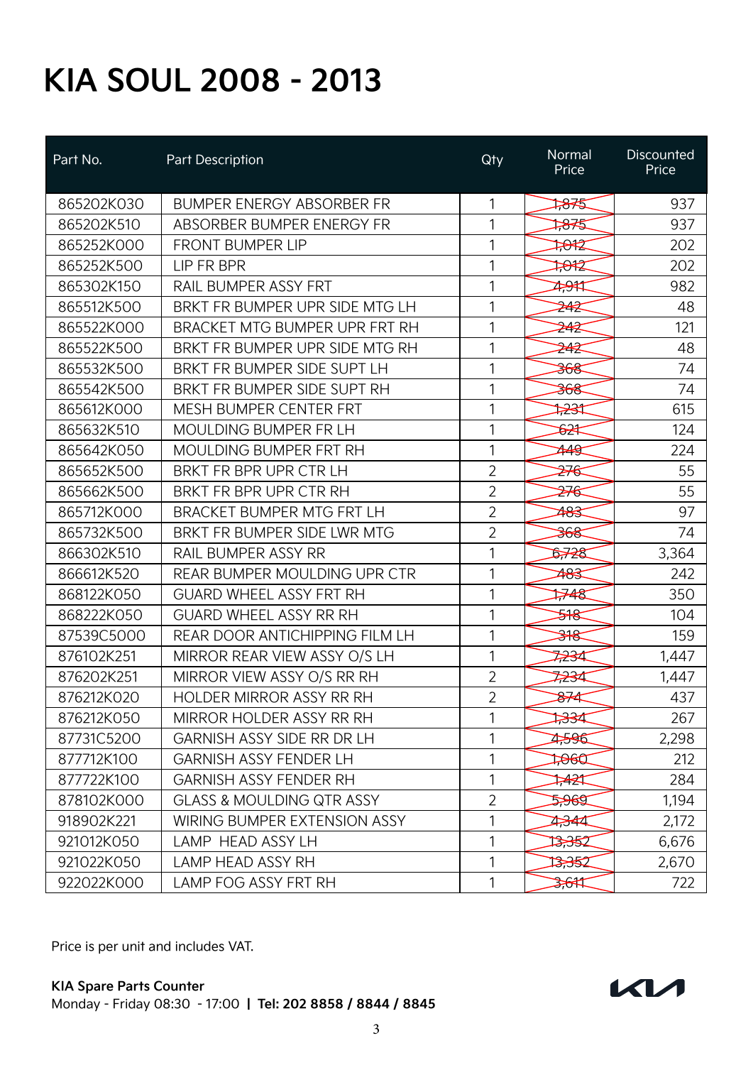# KIA SOUL 2008 - 2013

| Part No. | Part Description | Qty | Normal Price | Discounted Price |
|---|---|---|---|---|
| 865202K030 | BUMPER ENERGY ABSORBER FR | 1 | ~~1,875~~ | 937 |
| 865202K510 | ABSORBER BUMPER ENERGY FR | 1 | ~~1,875~~ | 937 |
| 865252K000 | FRONT BUMPER LIP | 1 | ~~1,012~~ | 202 |
| 865252K500 | LIP FR BPR | 1 | ~~1,012~~ | 202 |
| 865302K150 | RAIL BUMPER ASSY FRT | 1 | ~~4,911~~ | 982 |
| 865512K500 | BRKT FR BUMPER UPR SIDE MTG LH | 1 | ~~242~~ | 48 |
| 865522K000 | BRACKET MTG BUMPER UPR FRT RH | 1 | ~~242~~ | 121 |
| 865522K500 | BRKT FR BUMPER UPR SIDE MTG RH | 1 | ~~242~~ | 48 |
| 865532K500 | BRKT FR BUMPER SIDE SUPT LH | 1 | ~~368~~ | 74 |
| 865542K500 | BRKT FR BUMPER SIDE SUPT RH | 1 | ~~368~~ | 74 |
| 865612K000 | MESH BUMPER CENTER FRT | 1 | ~~1,231~~ | 615 |
| 865632K510 | MOULDING BUMPER FR LH | 1 | ~~621~~ | 124 |
| 865642K050 | MOULDING BUMPER FRT RH | 1 | ~~449~~ | 224 |
| 865652K500 | BRKT FR BPR UPR CTR LH | 2 | ~~276~~ | 55 |
| 865662K500 | BRKT FR BPR UPR CTR RH | 2 | ~~276~~ | 55 |
| 865712K000 | BRACKET BUMPER MTG FRT LH | 2 | ~~483~~ | 97 |
| 865732K500 | BRKT FR BUMPER SIDE LWR MTG | 2 | ~~368~~ | 74 |
| 866302K510 | RAIL BUMPER ASSY RR | 1 | ~~6,728~~ | 3,364 |
| 866612K520 | REAR BUMPER MOULDING UPR CTR | 1 | ~~483~~ | 242 |
| 868122K050 | GUARD WHEEL ASSY FRT RH | 1 | ~~1,748~~ | 350 |
| 868222K050 | GUARD WHEEL ASSY RR RH | 1 | ~~518~~ | 104 |
| 87539C5000 | REAR DOOR ANTICHIPPING FILM LH | 1 | ~~318~~ | 159 |
| 876102K251 | MIRROR REAR VIEW ASSY O/S LH | 1 | ~~7,234~~ | 1,447 |
| 876202K251 | MIRROR VIEW ASSY O/S RR RH | 2 | ~~7,234~~ | 1,447 |
| 876212K020 | HOLDER MIRROR ASSY RR RH | 2 | ~~874~~ | 437 |
| 876212K050 | MIRROR HOLDER ASSY RR RH | 1 | ~~1,334~~ | 267 |
| 87731C5200 | GARNISH ASSY SIDE RR DR LH | 1 | ~~4,596~~ | 2,298 |
| 877712K100 | GARNISH ASSY FENDER LH | 1 | ~~1,060~~ | 212 |
| 877722K100 | GARNISH ASSY FENDER RH | 1 | ~~1,421~~ | 284 |
| 878102K000 | GLASS & MOULDING QTR ASSY | 2 | ~~5,969~~ | 1,194 |
| 918902K221 | WIRING BUMPER EXTENSION ASSY | 1 | ~~4,344~~ | 2,172 |
| 921012K050 | LAMP HEAD ASSY LH | 1 | ~~13,352~~ | 6,676 |
| 921022K050 | LAMP HEAD ASSY RH | 1 | ~~13,352~~ | 2,670 |
| 922022K000 | LAMP FOG ASSY FRT RH | 1 | ~~3,611~~ | 722 |

Price is per unit and includes VAT.

**KIA Spare Parts Counter**
Monday - Friday 08:30 - 17:00 | **Tel: 202 8858 / 8844 / 8845**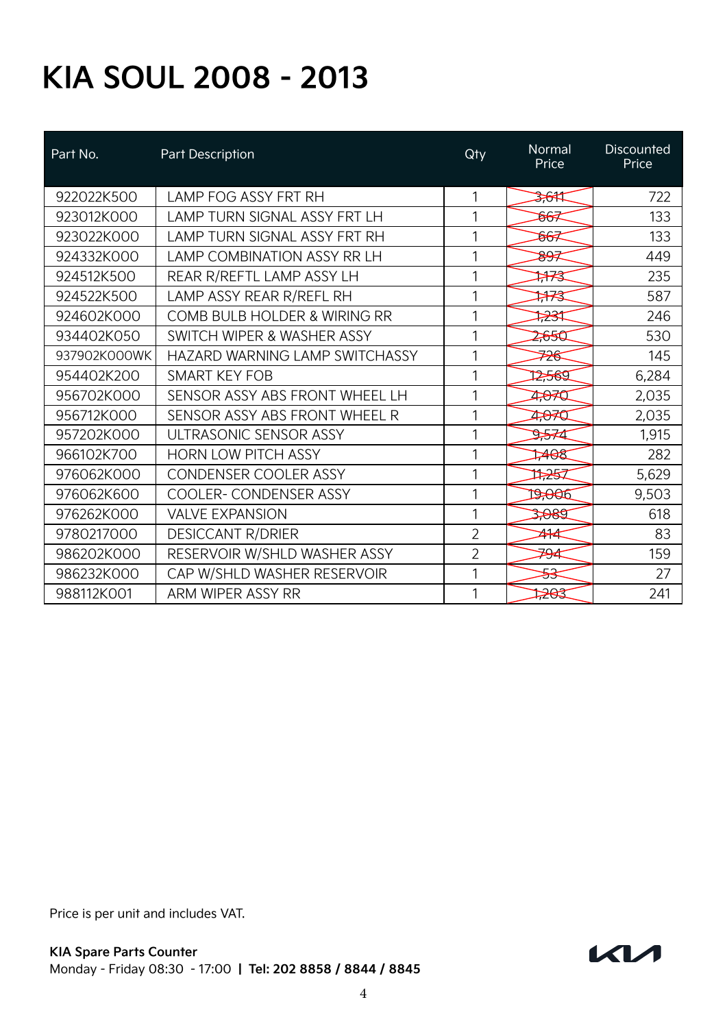# KIA SOUL 2008 - 2013

| Part No. | Part Description | Qty | Normal Price | Discounted Price |
|---|---|---|---|---|
| 922022K500 | LAMP FOG ASSY FRT RH | 1 | ~~3,611~~ | 722 |
| 923012K000 | LAMP TURN SIGNAL ASSY FRT LH | 1 | ~~667~~ | 133 |
| 923022K000 | LAMP TURN SIGNAL ASSY FRT RH | 1 | ~~667~~ | 133 |
| 924332K000 | LAMP COMBINATION ASSY RR LH | 1 | ~~897~~ | 449 |
| 924512K500 | REAR R/REFTL LAMP ASSY LH | 1 | ~~1,173~~ | 235 |
| 924522K500 | LAMP ASSY REAR R/REFL RH | 1 | ~~1,173~~ | 587 |
| 924602K000 | COMB BULB HOLDER & WIRING RR | 1 | ~~1,231~~ | 246 |
| 934402K050 | SWITCH WIPER & WASHER ASSY | 1 | ~~2,650~~ | 530 |
| 937902K000WK | HAZARD WARNING LAMP SWITCHASSY | 1 | ~~726~~ | 145 |
| 954402K200 | SMART KEY FOB | 1 | ~~12,569~~ | 6,284 |
| 956702K000 | SENSOR ASSY ABS FRONT WHEEL LH | 1 | ~~4,070~~ | 2,035 |
| 956712K000 | SENSOR ASSY ABS FRONT WHEEL R | 1 | ~~4,070~~ | 2,035 |
| 957202K000 | ULTRASONIC SENSOR ASSY | 1 | ~~9,574~~ | 1,915 |
| 966102K700 | HORN LOW PITCH ASSY | 1 | ~~1,408~~ | 282 |
| 976062K000 | CONDENSER COOLER ASSY | 1 | ~~11,257~~ | 5,629 |
| 976062K600 | COOLER- CONDENSER ASSY | 1 | ~~19,006~~ | 9,503 |
| 976262K000 | VALVE EXPANSION | 1 | ~~3,089~~ | 618 |
| 9780217000 | DESICCANT R/DRIER | 2 | ~~414~~ | 83 |
| 986202K000 | RESERVOIR W/SHLD WASHER ASSY | 2 | ~~794~~ | 159 |
| 986232K000 | CAP W/SHLD WASHER RESERVOIR | 1 | ~~53~~ | 27 |
| 988112K001 | ARM WIPER ASSY RR | 1 | ~~1,203~~ | 241 |

Price is per unit and includes VAT.

**KIA Spare Parts Counter**
Monday - Friday 08:30 - 17:00 | **Tel: 202 8858 / 8844 / 8845**